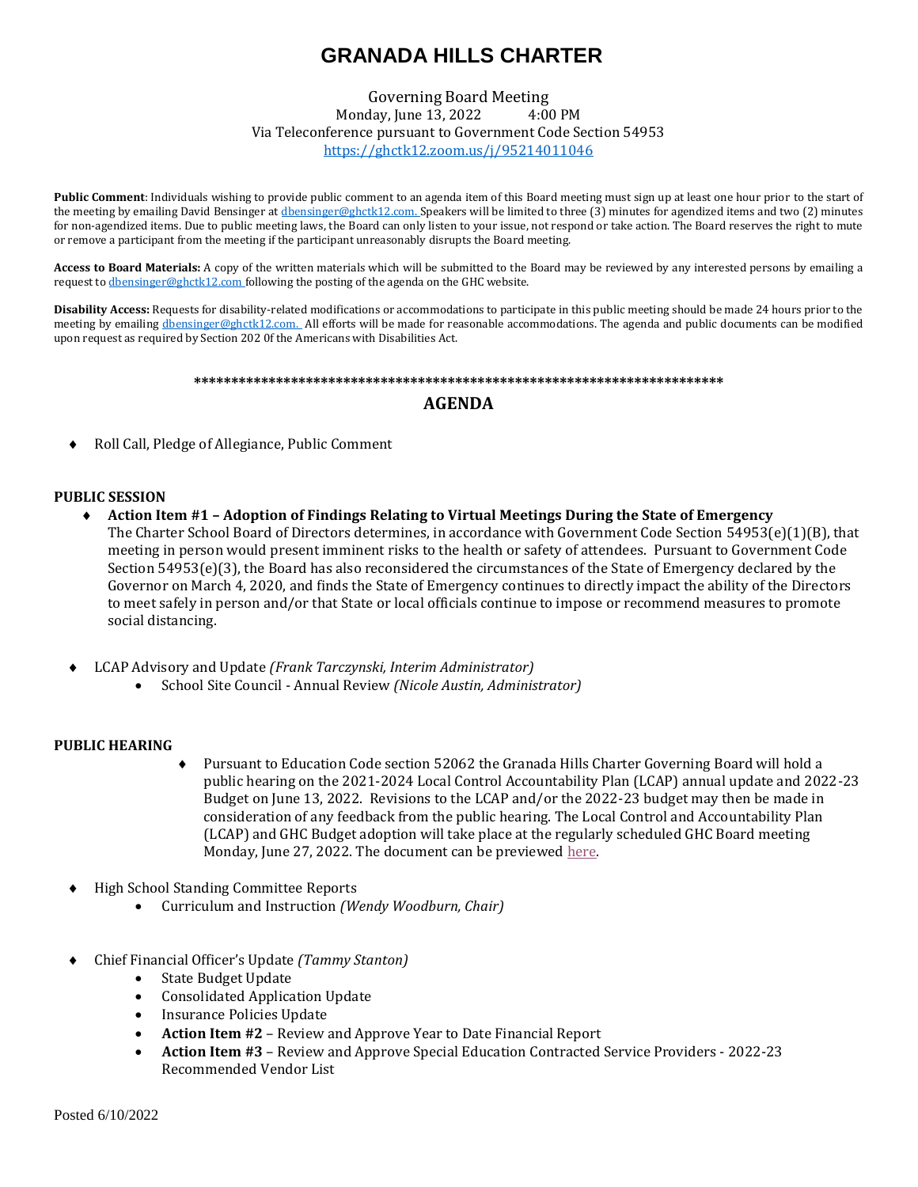# GRANADA HILLS CHARTER

Governing Board Meeting
Monday, June 13, 2022 4:00 PM
Via Teleconference pursuant to Government Code Section 54953
https://ghctk12.zoom.us/j/95214011046

**Public Comment**: Individuals wishing to provide public comment to an agenda item of this Board meeting must sign up at least one hour prior to the start of the meeting by emailing David Bensinger at dbensinger@ghctk12.com. Speakers will be limited to three (3) minutes for agendized items and two (2) minutes for non-agendized items. Due to public meeting laws, the Board can only listen to your issue, not respond or take action. The Board reserves the right to mute or remove a participant from the meeting if the participant unreasonably disrupts the Board meeting.

**Access to Board Materials:** A copy of the written materials which will be submitted to the Board may be reviewed by any interested persons by emailing a request to dbensinger@ghctk12.com following the posting of the agenda on the GHC website.

**Disability Access:** Requests for disability-related modifications or accommodations to participate in this public meeting should be made 24 hours prior to the meeting by emailing dbensinger@ghctk12.com. All efforts will be made for reasonable accommodations. The agenda and public documents can be modified upon request as required by Section 202 0f the Americans with Disabilities Act.

************************************************************************

## AGENDA

- Roll Call, Pledge of Allegiance, Public Comment

**PUBLIC SESSION**

- **Action Item #1 – Adoption of Findings Relating to Virtual Meetings During the State of Emergency**
  The Charter School Board of Directors determines, in accordance with Government Code Section 54953(e)(1)(B), that meeting in person would present imminent risks to the health or safety of attendees. Pursuant to Government Code Section 54953(e)(3), the Board has also reconsidered the circumstances of the State of Emergency declared by the Governor on March 4, 2020, and finds the State of Emergency continues to directly impact the ability of the Directors to meet safely in person and/or that State or local officials continue to impose or recommend measures to promote social distancing.

- LCAP Advisory and Update *(Frank Tarczynski, Interim Administrator)*
  - School Site Council - Annual Review *(Nicole Austin, Administrator)*

**PUBLIC HEARING**

- Pursuant to Education Code section 52062 the Granada Hills Charter Governing Board will hold a public hearing on the 2021-2024 Local Control Accountability Plan (LCAP) annual update and 2022-23 Budget on June 13, 2022. Revisions to the LCAP and/or the 2022-23 budget may then be made in consideration of any feedback from the public hearing. The Local Control and Accountability Plan (LCAP) and GHC Budget adoption will take place at the regularly scheduled GHC Board meeting Monday, June 27, 2022. The document can be previewed here.

- High School Standing Committee Reports
  - Curriculum and Instruction *(Wendy Woodburn, Chair)*

- Chief Financial Officer's Update *(Tammy Stanton)*
  - State Budget Update
  - Consolidated Application Update
  - Insurance Policies Update
  - **Action Item #2** – Review and Approve Year to Date Financial Report
  - **Action Item #3** – Review and Approve Special Education Contracted Service Providers - 2022-23 Recommended Vendor List

Posted 6/10/2022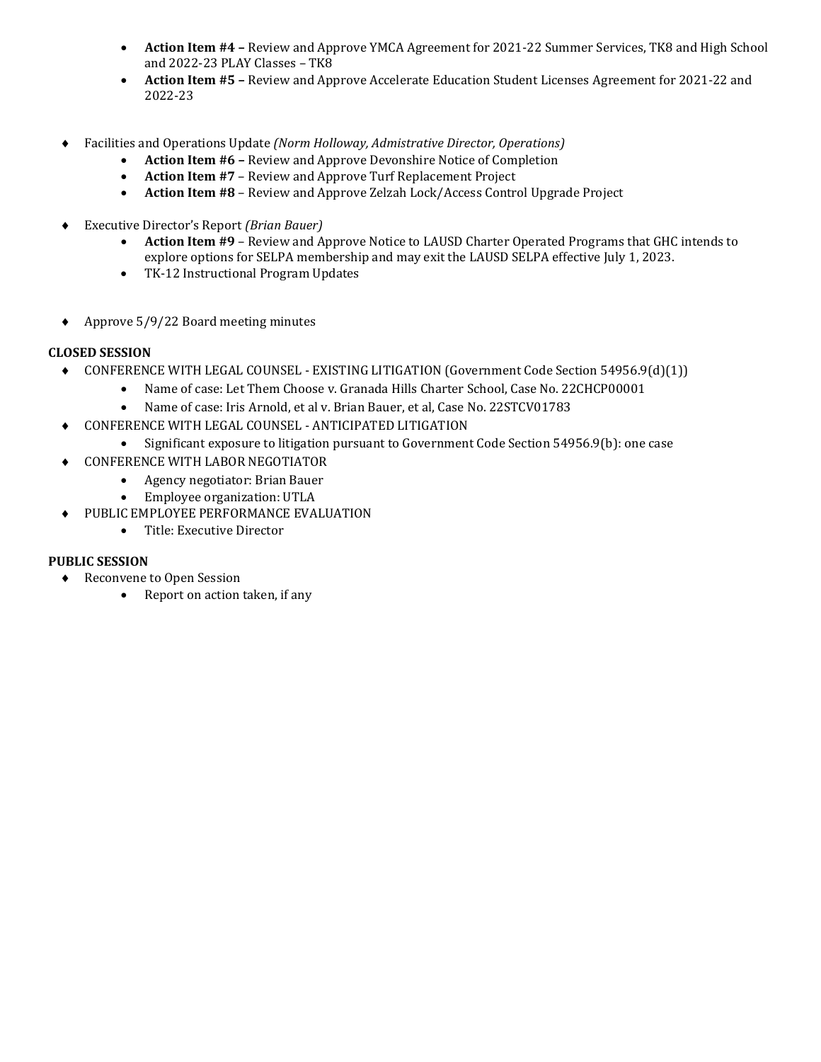- **Action Item #4 –** Review and Approve YMCA Agreement for 2021-22 Summer Services, TK8 and High School and 2022-23 PLAY Classes – TK8
- **Action Item #5 –** Review and Approve Accelerate Education Student Licenses Agreement for 2021-22 and 2022-23

♦ Facilities and Operations Update *(Norm Holloway, Admistrative Director, Operations)*
- **Action Item #6 –** Review and Approve Devonshire Notice of Completion
- **Action Item #7** – Review and Approve Turf Replacement Project
- **Action Item #8** – Review and Approve Zelzah Lock/Access Control Upgrade Project

♦ Executive Director's Report *(Brian Bauer)*
- **Action Item #9** – Review and Approve Notice to LAUSD Charter Operated Programs that GHC intends to explore options for SELPA membership and may exit the LAUSD SELPA effective July 1, 2023.
- TK-12 Instructional Program Updates

♦ Approve 5/9/22 Board meeting minutes

**CLOSED SESSION**

♦ CONFERENCE WITH LEGAL COUNSEL - EXISTING LITIGATION (Government Code Section 54956.9(d)(1))
- Name of case: Let Them Choose v. Granada Hills Charter School, Case No. 22CHCP00001
- Name of case: Iris Arnold, et al v. Brian Bauer, et al, Case No. 22STCV01783

♦ CONFERENCE WITH LEGAL COUNSEL - ANTICIPATED LITIGATION
- Significant exposure to litigation pursuant to Government Code Section 54956.9(b): one case

♦ CONFERENCE WITH LABOR NEGOTIATOR
- Agency negotiator: Brian Bauer
- Employee organization: UTLA

♦ PUBLIC EMPLOYEE PERFORMANCE EVALUATION
- Title: Executive Director

**PUBLIC SESSION**

♦ Reconvene to Open Session
- Report on action taken, if any